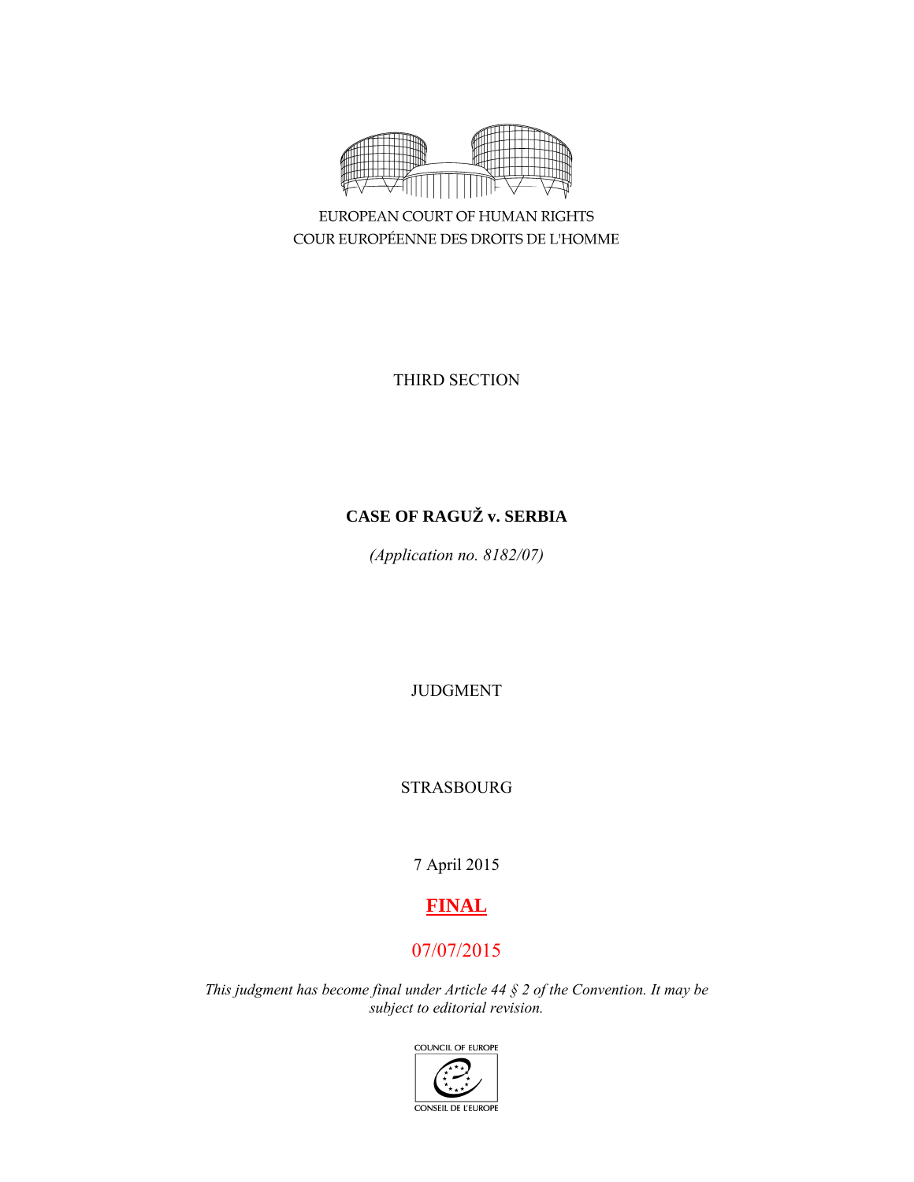EUROPEAN COURT OF HUMAN RIGHTS

COUR EUROPÉENNE DES DROITS DE L'HOMME

THIRD SECTION

**CASE OF RAGUŽ v. SERBIA**

*(Application no. 8182/07)*

JUDGMENT

STRASBOURG

7 April 2015

**FINAL**

07/07/2015

*This judgment has become final under Article 44 § 2 of the Convention. It may be subject to editorial revision.*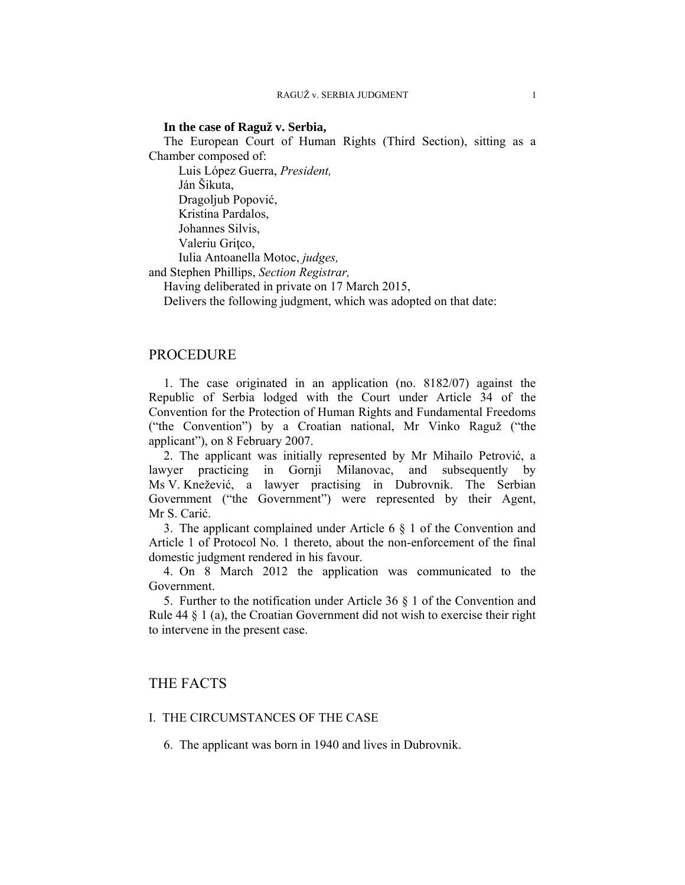**In the case of Raguž v. Serbia,**

The European Court of Human Rights (Third Section), sitting as a Chamber composed of:

Luis López Guerra, *President,*
Ján Šikuta,
Dragoljub Popović,
Kristina Pardalos,
Johannes Silvis,
Valeriu Griţco,
Iulia Antoanella Motoc, *judges,*
and Stephen Phillips, *Section Registrar,*

Having deliberated in private on 17 March 2015,

Delivers the following judgment, which was adopted on that date:

# PROCEDURE

1. The case originated in an application (no. 8182/07) against the Republic of Serbia lodged with the Court under Article 34 of the Convention for the Protection of Human Rights and Fundamental Freedoms ("the Convention") by a Croatian national, Mr Vinko Raguž ("the applicant"), on 8 February 2007.

2. The applicant was initially represented by Mr Mihailo Petrović, a lawyer practicing in Gornji Milanovac, and subsequently by Ms V. Knežević, a lawyer practising in Dubrovnik. The Serbian Government ("the Government") were represented by their Agent, Mr S. Carić.

3. The applicant complained under Article 6 § 1 of the Convention and Article 1 of Protocol No. 1 thereto, about the non-enforcement of the final domestic judgment rendered in his favour.

4. On 8 March 2012 the application was communicated to the Government.

5. Further to the notification under Article 36 § 1 of the Convention and Rule 44 § 1 (a), the Croatian Government did not wish to exercise their right to intervene in the present case.

# THE FACTS

## I. THE CIRCUMSTANCES OF THE CASE

6. The applicant was born in 1940 and lives in Dubrovnik.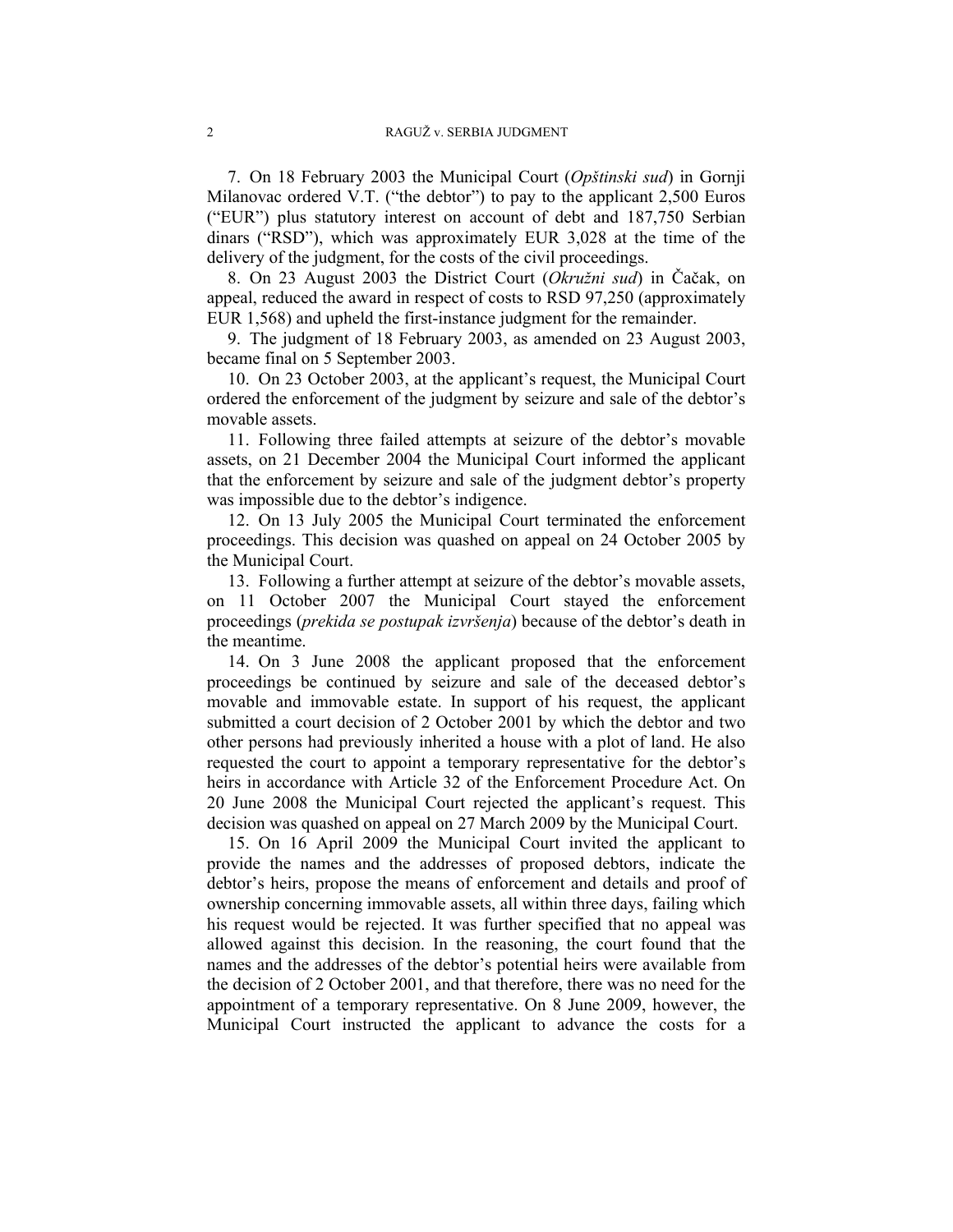7. On 18 February 2003 the Municipal Court (*Opštinski sud*) in Gornji Milanovac ordered V.T. ("the debtor") to pay to the applicant 2,500 Euros ("EUR") plus statutory interest on account of debt and 187,750 Serbian dinars ("RSD"), which was approximately EUR 3,028 at the time of the delivery of the judgment, for the costs of the civil proceedings.

8. On 23 August 2003 the District Court (*Okružni sud*) in Čačak, on appeal, reduced the award in respect of costs to RSD 97,250 (approximately EUR 1,568) and upheld the first-instance judgment for the remainder.

9. The judgment of 18 February 2003, as amended on 23 August 2003, became final on 5 September 2003.

10. On 23 October 2003, at the applicant's request, the Municipal Court ordered the enforcement of the judgment by seizure and sale of the debtor's movable assets.

11. Following three failed attempts at seizure of the debtor's movable assets, on 21 December 2004 the Municipal Court informed the applicant that the enforcement by seizure and sale of the judgment debtor's property was impossible due to the debtor's indigence.

12. On 13 July 2005 the Municipal Court terminated the enforcement proceedings. This decision was quashed on appeal on 24 October 2005 by the Municipal Court.

13. Following a further attempt at seizure of the debtor's movable assets, on 11 October 2007 the Municipal Court stayed the enforcement proceedings (*prekida se postupak izvršenja*) because of the debtor's death in the meantime.

14. On 3 June 2008 the applicant proposed that the enforcement proceedings be continued by seizure and sale of the deceased debtor's movable and immovable estate. In support of his request, the applicant submitted a court decision of 2 October 2001 by which the debtor and two other persons had previously inherited a house with a plot of land. He also requested the court to appoint a temporary representative for the debtor's heirs in accordance with Article 32 of the Enforcement Procedure Act. On 20 June 2008 the Municipal Court rejected the applicant's request. This decision was quashed on appeal on 27 March 2009 by the Municipal Court.

15. On 16 April 2009 the Municipal Court invited the applicant to provide the names and the addresses of proposed debtors, indicate the debtor's heirs, propose the means of enforcement and details and proof of ownership concerning immovable assets, all within three days, failing which his request would be rejected. It was further specified that no appeal was allowed against this decision. In the reasoning, the court found that the names and the addresses of the debtor's potential heirs were available from the decision of 2 October 2001, and that therefore, there was no need for the appointment of a temporary representative. On 8 June 2009, however, the Municipal Court instructed the applicant to advance the costs for a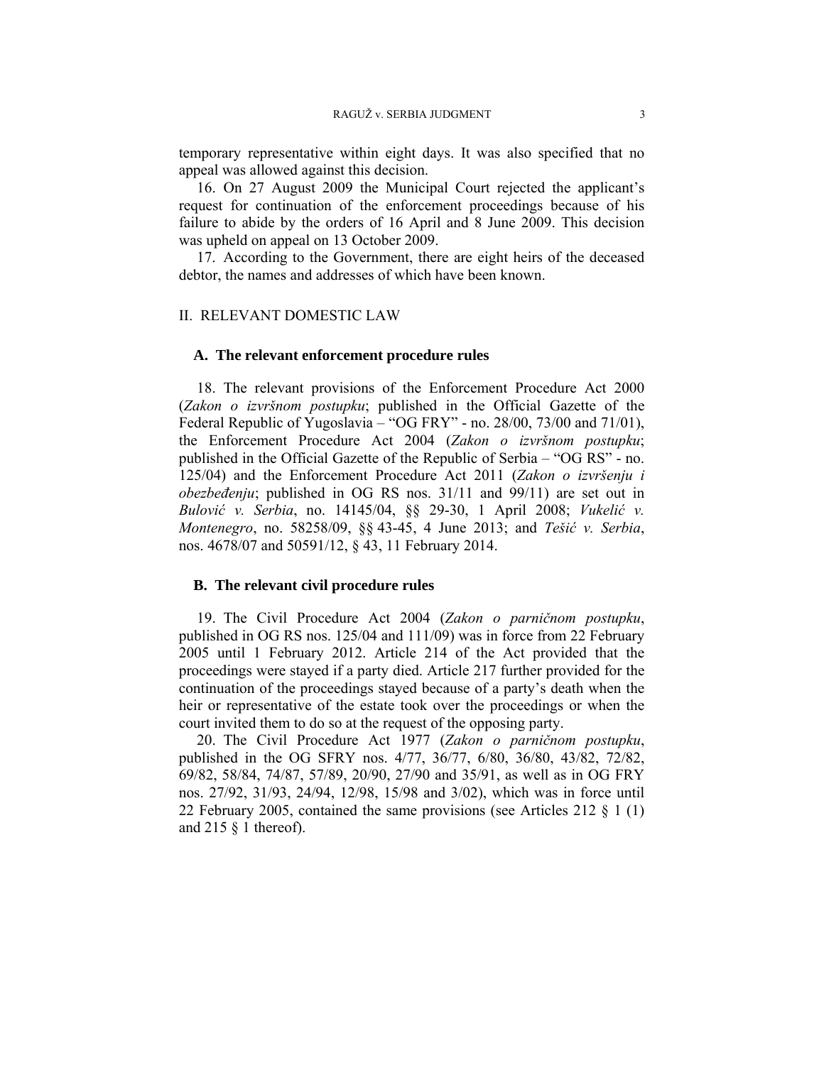temporary representative within eight days. It was also specified that no appeal was allowed against this decision.

16. On 27 August 2009 the Municipal Court rejected the applicant's request for continuation of the enforcement proceedings because of his failure to abide by the orders of 16 April and 8 June 2009. This decision was upheld on appeal on 13 October 2009.

17. According to the Government, there are eight heirs of the deceased debtor, the names and addresses of which have been known.

## II. RELEVANT DOMESTIC LAW

### A. The relevant enforcement procedure rules

18. The relevant provisions of the Enforcement Procedure Act 2000 (*Zakon o izvršnom postupku*; published in the Official Gazette of the Federal Republic of Yugoslavia – "OG FRY" - no. 28/00, 73/00 and 71/01), the Enforcement Procedure Act 2004 (*Zakon o izvršnom postupku*; published in the Official Gazette of the Republic of Serbia – "OG RS" - no. 125/04) and the Enforcement Procedure Act 2011 (*Zakon o izvršenju i obezbeđenju*; published in OG RS nos. 31/11 and 99/11) are set out in *Bulović v. Serbia*, no. 14145/04, §§ 29-30, 1 April 2008; *Vukelić v. Montenegro*, no. 58258/09, §§ 43-45, 4 June 2013; and *Tešić v. Serbia*, nos. 4678/07 and 50591/12, § 43, 11 February 2014.

### B. The relevant civil procedure rules

19. The Civil Procedure Act 2004 (*Zakon o parničnom postupku*, published in OG RS nos. 125/04 and 111/09) was in force from 22 February 2005 until 1 February 2012. Article 214 of the Act provided that the proceedings were stayed if a party died. Article 217 further provided for the continuation of the proceedings stayed because of a party's death when the heir or representative of the estate took over the proceedings or when the court invited them to do so at the request of the opposing party.

20. The Civil Procedure Act 1977 (*Zakon o parničnom postupku*, published in the OG SFRY nos. 4/77, 36/77, 6/80, 36/80, 43/82, 72/82, 69/82, 58/84, 74/87, 57/89, 20/90, 27/90 and 35/91, as well as in OG FRY nos. 27/92, 31/93, 24/94, 12/98, 15/98 and 3/02), which was in force until 22 February 2005, contained the same provisions (see Articles 212 § 1 (1) and 215 § 1 thereof).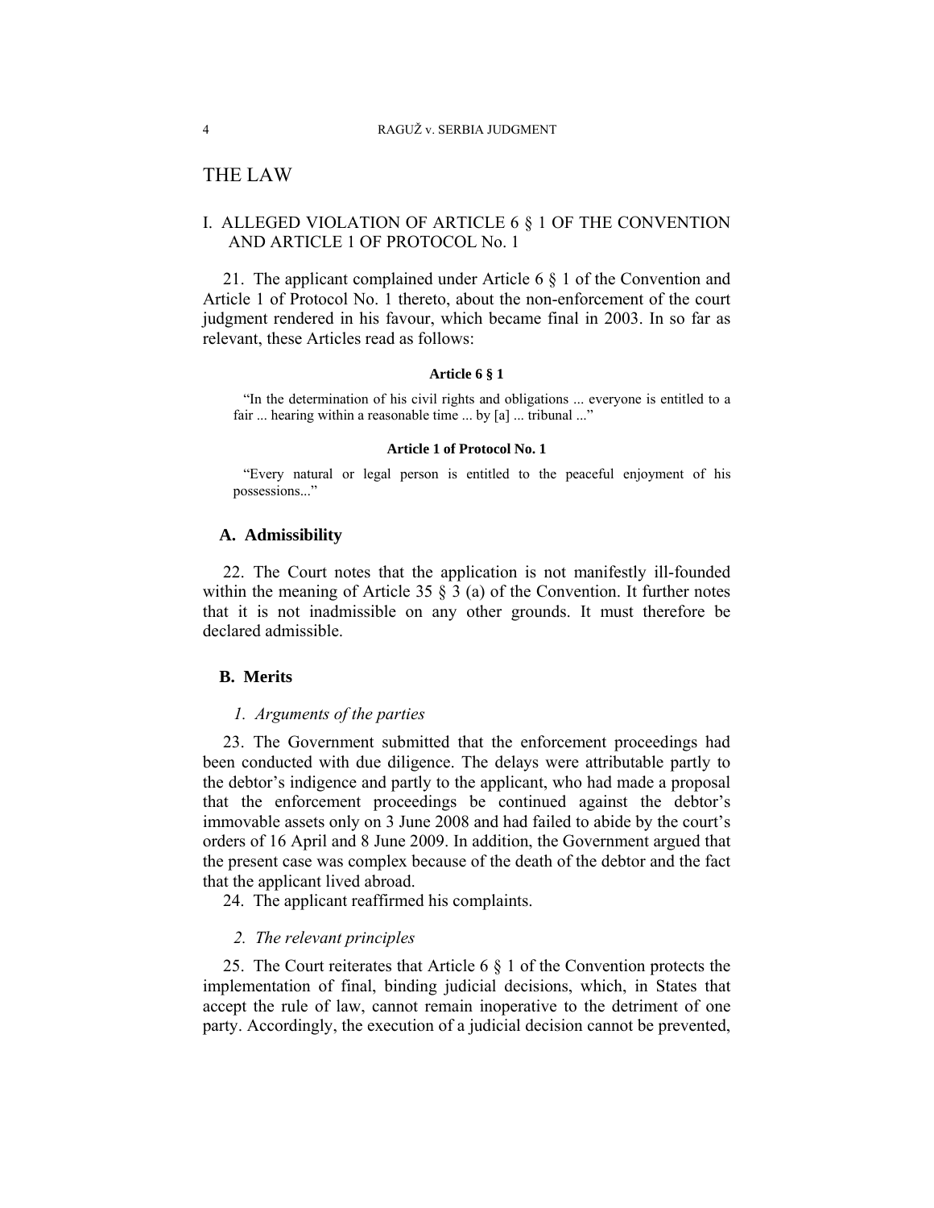# THE LAW

## I. ALLEGED VIOLATION OF ARTICLE 6 § 1 OF THE CONVENTION AND ARTICLE 1 OF PROTOCOL No. 1

21. The applicant complained under Article 6 § 1 of the Convention and Article 1 of Protocol No. 1 thereto, about the non-enforcement of the court judgment rendered in his favour, which became final in 2003. In so far as relevant, these Articles read as follows:

**Article 6 § 1**

> "In the determination of his civil rights and obligations ... everyone is entitled to a fair ... hearing within a reasonable time ... by [a] ... tribunal ..."

**Article 1 of Protocol No. 1**

> "Every natural or legal person is entitled to the peaceful enjoyment of his possessions..."

### A. Admissibility

22. The Court notes that the application is not manifestly ill-founded within the meaning of Article 35 § 3 (a) of the Convention. It further notes that it is not inadmissible on any other grounds. It must therefore be declared admissible.

### B. Merits

#### *1. Arguments of the parties*

23. The Government submitted that the enforcement proceedings had been conducted with due diligence. The delays were attributable partly to the debtor's indigence and partly to the applicant, who had made a proposal that the enforcement proceedings be continued against the debtor's immovable assets only on 3 June 2008 and had failed to abide by the court's orders of 16 April and 8 June 2009. In addition, the Government argued that the present case was complex because of the death of the debtor and the fact that the applicant lived abroad.

24. The applicant reaffirmed his complaints.

#### *2. The relevant principles*

25. The Court reiterates that Article 6 § 1 of the Convention protects the implementation of final, binding judicial decisions, which, in States that accept the rule of law, cannot remain inoperative to the detriment of one party. Accordingly, the execution of a judicial decision cannot be prevented,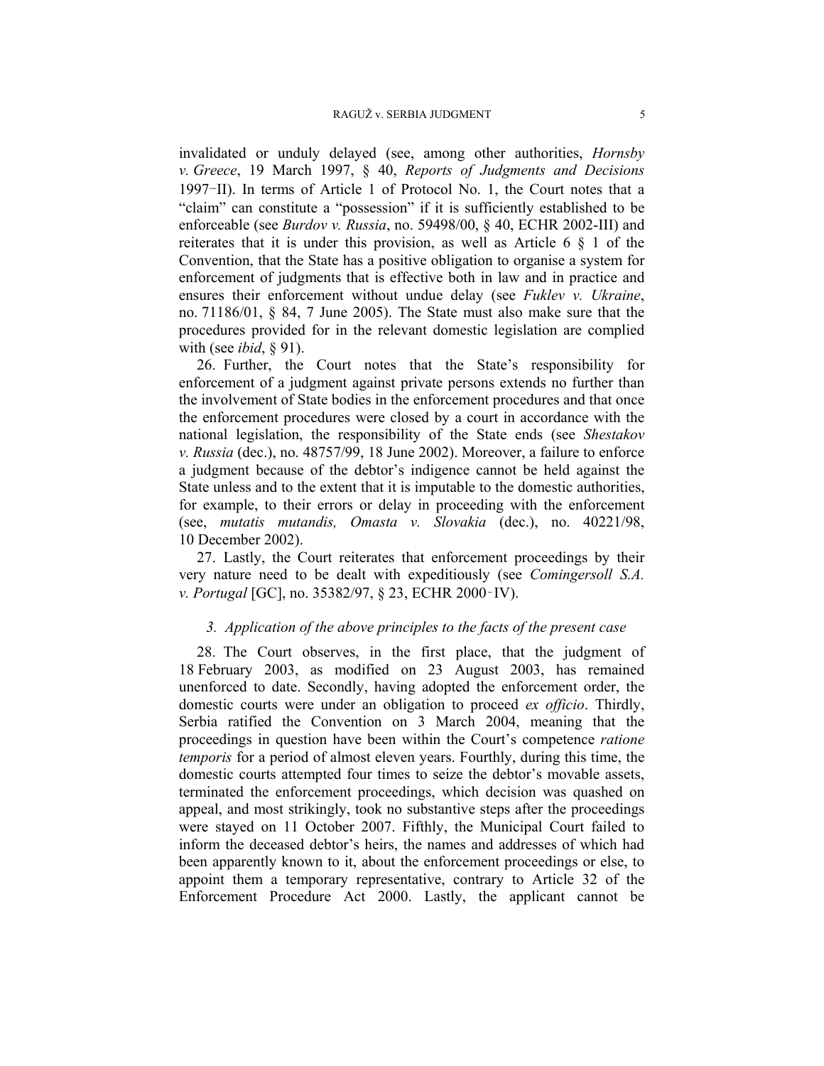invalidated or unduly delayed (see, among other authorities, *Hornsby v. Greece*, 19 March 1997, § 40, *Reports of Judgments and Decisions* 1997-II). In terms of Article 1 of Protocol No. 1, the Court notes that a "claim" can constitute a "possession" if it is sufficiently established to be enforceable (see *Burdov v. Russia*, no. 59498/00, § 40, ECHR 2002-III) and reiterates that it is under this provision, as well as Article 6 § 1 of the Convention, that the State has a positive obligation to organise a system for enforcement of judgments that is effective both in law and in practice and ensures their enforcement without undue delay (see *Fuklev v. Ukraine*, no. 71186/01, § 84, 7 June 2005). The State must also make sure that the procedures provided for in the relevant domestic legislation are complied with (see *ibid*, § 91).

26. Further, the Court notes that the State's responsibility for enforcement of a judgment against private persons extends no further than the involvement of State bodies in the enforcement procedures and that once the enforcement procedures were closed by a court in accordance with the national legislation, the responsibility of the State ends (see *Shestakov v. Russia* (dec.), no. 48757/99, 18 June 2002). Moreover, a failure to enforce a judgment because of the debtor's indigence cannot be held against the State unless and to the extent that it is imputable to the domestic authorities, for example, to their errors or delay in proceeding with the enforcement (see, *mutatis mutandis, Omasta v. Slovakia* (dec.), no. 40221/98, 10 December 2002).

27. Lastly, the Court reiterates that enforcement proceedings by their very nature need to be dealt with expeditiously (see *Comingersoll S.A. v. Portugal* [GC], no. 35382/97, § 23, ECHR 2000-IV).

### *3. Application of the above principles to the facts of the present case*

28. The Court observes, in the first place, that the judgment of 18 February 2003, as modified on 23 August 2003, has remained unenforced to date. Secondly, having adopted the enforcement order, the domestic courts were under an obligation to proceed *ex officio*. Thirdly, Serbia ratified the Convention on 3 March 2004, meaning that the proceedings in question have been within the Court's competence *ratione temporis* for a period of almost eleven years. Fourthly, during this time, the domestic courts attempted four times to seize the debtor's movable assets, terminated the enforcement proceedings, which decision was quashed on appeal, and most strikingly, took no substantive steps after the proceedings were stayed on 11 October 2007. Fifthly, the Municipal Court failed to inform the deceased debtor's heirs, the names and addresses of which had been apparently known to it, about the enforcement proceedings or else, to appoint them a temporary representative, contrary to Article 32 of the Enforcement Procedure Act 2000. Lastly, the applicant cannot be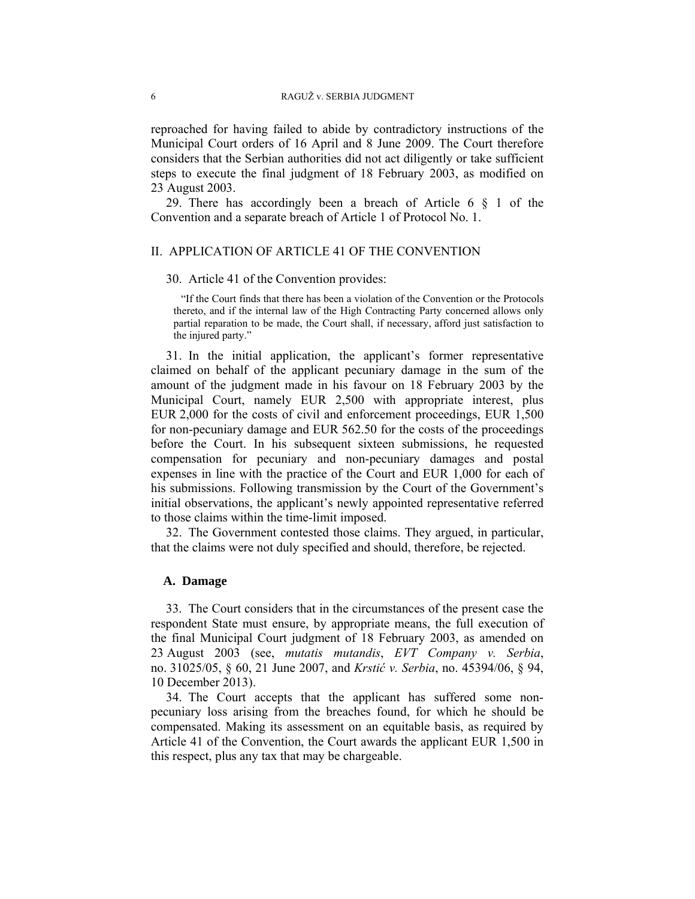reproached for having failed to abide by contradictory instructions of the Municipal Court orders of 16 April and 8 June 2009. The Court therefore considers that the Serbian authorities did not act diligently or take sufficient steps to execute the final judgment of 18 February 2003, as modified on 23 August 2003.

29. There has accordingly been a breach of Article 6 § 1 of the Convention and a separate breach of Article 1 of Protocol No. 1.

## II. APPLICATION OF ARTICLE 41 OF THE CONVENTION

30. Article 41 of the Convention provides:

> "If the Court finds that there has been a violation of the Convention or the Protocols thereto, and if the internal law of the High Contracting Party concerned allows only partial reparation to be made, the Court shall, if necessary, afford just satisfaction to the injured party."

31. In the initial application, the applicant's former representative claimed on behalf of the applicant pecuniary damage in the sum of the amount of the judgment made in his favour on 18 February 2003 by the Municipal Court, namely EUR 2,500 with appropriate interest, plus EUR 2,000 for the costs of civil and enforcement proceedings, EUR 1,500 for non-pecuniary damage and EUR 562.50 for the costs of the proceedings before the Court. In his subsequent sixteen submissions, he requested compensation for pecuniary and non-pecuniary damages and postal expenses in line with the practice of the Court and EUR 1,000 for each of his submissions. Following transmission by the Court of the Government's initial observations, the applicant's newly appointed representative referred to those claims within the time-limit imposed.

32. The Government contested those claims. They argued, in particular, that the claims were not duly specified and should, therefore, be rejected.

### A. Damage

33. The Court considers that in the circumstances of the present case the respondent State must ensure, by appropriate means, the full execution of the final Municipal Court judgment of 18 February 2003, as amended on 23 August 2003 (see, *mutatis mutandis*, *EVT Company v. Serbia*, no. 31025/05, § 60, 21 June 2007, and *Krstić v. Serbia*, no. 45394/06, § 94, 10 December 2013).

34. The Court accepts that the applicant has suffered some non-pecuniary loss arising from the breaches found, for which he should be compensated. Making its assessment on an equitable basis, as required by Article 41 of the Convention, the Court awards the applicant EUR 1,500 in this respect, plus any tax that may be chargeable.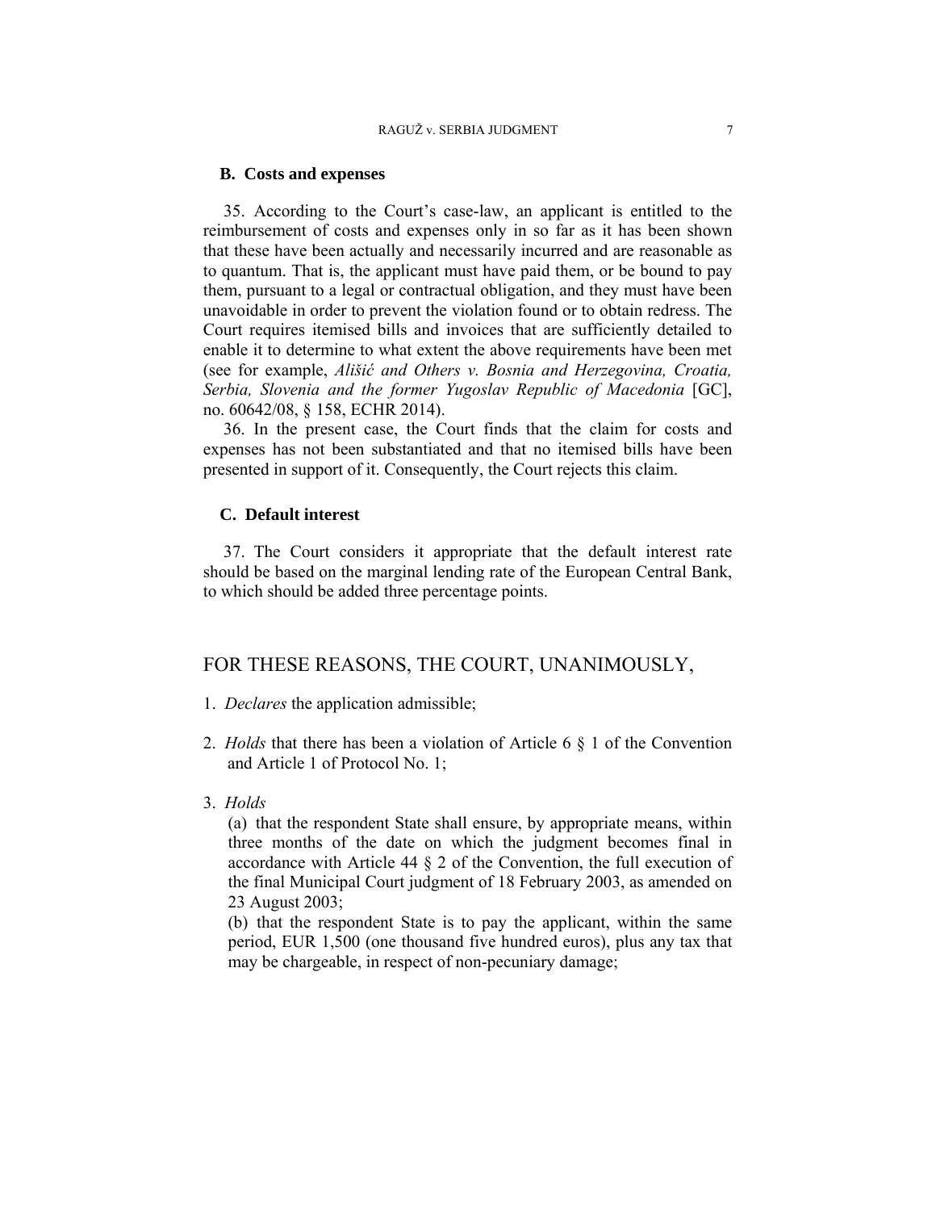### B. Costs and expenses

35. According to the Court's case-law, an applicant is entitled to the reimbursement of costs and expenses only in so far as it has been shown that these have been actually and necessarily incurred and are reasonable as to quantum. That is, the applicant must have paid them, or be bound to pay them, pursuant to a legal or contractual obligation, and they must have been unavoidable in order to prevent the violation found or to obtain redress. The Court requires itemised bills and invoices that are sufficiently detailed to enable it to determine to what extent the above requirements have been met (see for example, *Ališić and Others v. Bosnia and Herzegovina, Croatia, Serbia, Slovenia and the former Yugoslav Republic of Macedonia* [GC], no. 60642/08, § 158, ECHR 2014).

36. In the present case, the Court finds that the claim for costs and expenses has not been substantiated and that no itemised bills have been presented in support of it. Consequently, the Court rejects this claim.

### C. Default interest

37. The Court considers it appropriate that the default interest rate should be based on the marginal lending rate of the European Central Bank, to which should be added three percentage points.

## FOR THESE REASONS, THE COURT, UNANIMOUSLY,

1. *Declares* the application admissible;

2. *Holds* that there has been a violation of Article 6 § 1 of the Convention and Article 1 of Protocol No. 1;

3. *Holds*

   (a) that the respondent State shall ensure, by appropriate means, within three months of the date on which the judgment becomes final in accordance with Article 44 § 2 of the Convention, the full execution of the final Municipal Court judgment of 18 February 2003, as amended on 23 August 2003;

   (b) that the respondent State is to pay the applicant, within the same period, EUR 1,500 (one thousand five hundred euros), plus any tax that may be chargeable, in respect of non-pecuniary damage;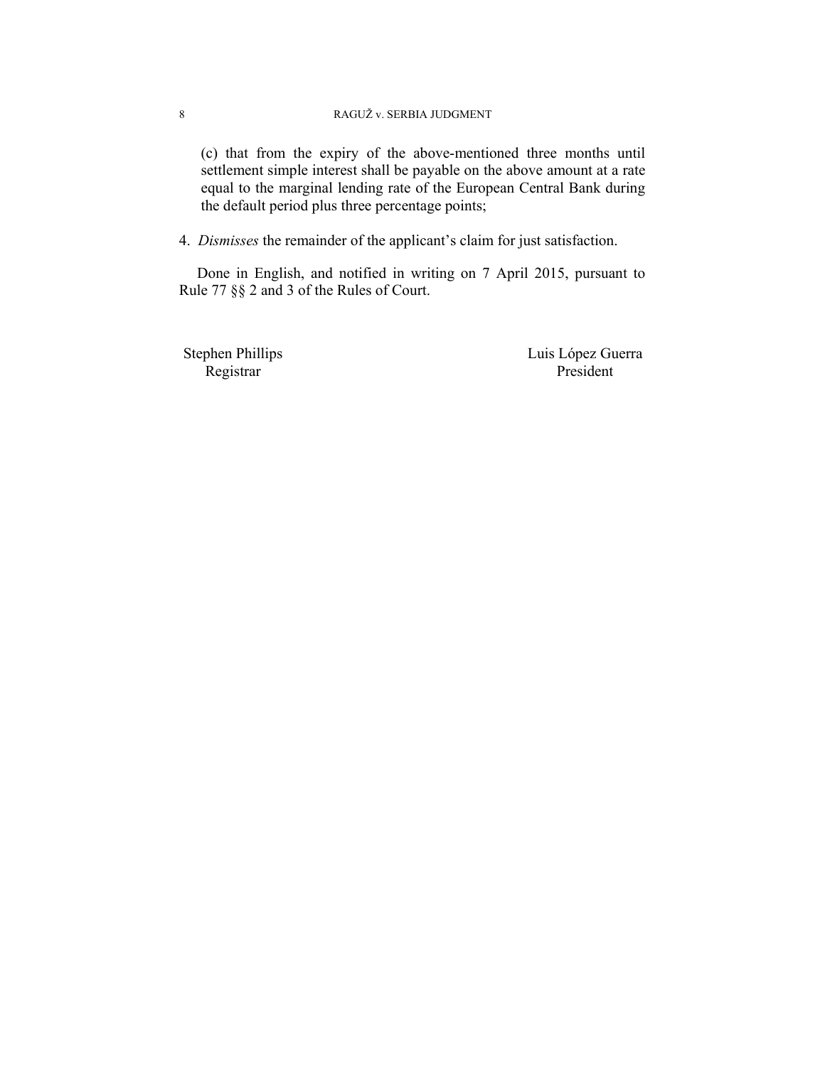(c) that from the expiry of the above-mentioned three months until settlement simple interest shall be payable on the above amount at a rate equal to the marginal lending rate of the European Central Bank during the default period plus three percentage points;

4. *Dismisses* the remainder of the applicant's claim for just satisfaction.

Done in English, and notified in writing on 7 April 2015, pursuant to Rule 77 §§ 2 and 3 of the Rules of Court.

| | |
|---|---|
| Stephen Phillips<br>Registrar | Luis López Guerra<br>President |